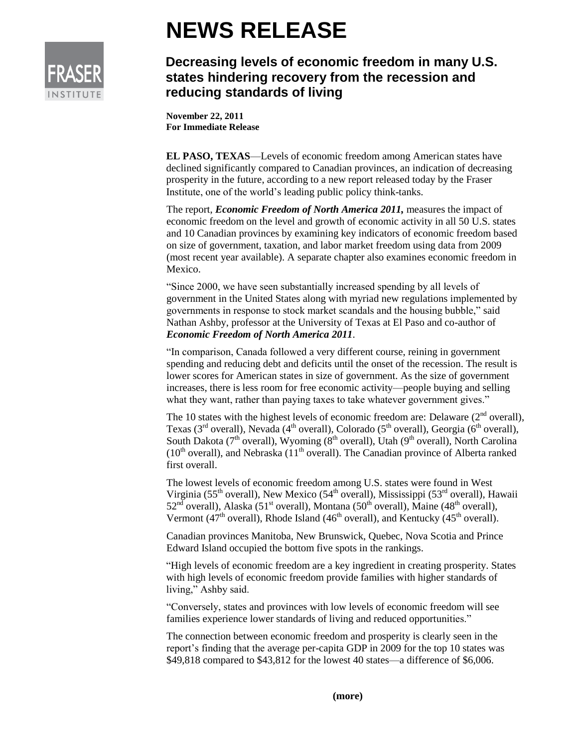# NEWS RELEASE

## Decreasing levels of economic freedom in many U.S. states hindering recovery from the recession and reducing standards of living

**November 22, 2011**
**For Immediate Release**

**EL PASO, TEXAS**—Levels of economic freedom among American states have declined significantly compared to Canadian provinces, an indication of decreasing prosperity in the future, according to a new report released today by the Fraser Institute, one of the world's leading public policy think-tanks.

The report, ***Economic Freedom of North America 2011*,** measures the impact of economic freedom on the level and growth of economic activity in all 50 U.S. states and 10 Canadian provinces by examining key indicators of economic freedom based on size of government, taxation, and labor market freedom using data from 2009 (most recent year available). A separate chapter also examines economic freedom in Mexico.

"Since 2000, we have seen substantially increased spending by all levels of government in the United States along with myriad new regulations implemented by governments in response to stock market scandals and the housing bubble," said Nathan Ashby, professor at the University of Texas at El Paso and co-author of ***Economic Freedom of North America 2011***.

"In comparison, Canada followed a very different course, reining in government spending and reducing debt and deficits until the onset of the recession. The result is lower scores for American states in size of government. As the size of government increases, there is less room for free economic activity—people buying and selling what they want, rather than paying taxes to take whatever government gives."

The 10 states with the highest levels of economic freedom are: Delaware (2nd overall), Texas (3rd overall), Nevada (4th overall), Colorado (5th overall), Georgia (6th overall), South Dakota (7th overall), Wyoming (8th overall), Utah (9th overall), North Carolina (10th overall), and Nebraska (11th overall). The Canadian province of Alberta ranked first overall.

The lowest levels of economic freedom among U.S. states were found in West Virginia (55th overall), New Mexico (54th overall), Mississippi (53rd overall), Hawaii 52nd overall), Alaska (51st overall), Montana (50th overall), Maine (48th overall), Vermont (47th overall), Rhode Island (46th overall), and Kentucky (45th overall).

Canadian provinces Manitoba, New Brunswick, Quebec, Nova Scotia and Prince Edward Island occupied the bottom five spots in the rankings.

"High levels of economic freedom are a key ingredient in creating prosperity. States with high levels of economic freedom provide families with higher standards of living," Ashby said.

"Conversely, states and provinces with low levels of economic freedom will see families experience lower standards of living and reduced opportunities."

The connection between economic freedom and prosperity is clearly seen in the report's finding that the average per-capita GDP in 2009 for the top 10 states was $49,818 compared to $43,812 for the lowest 40 states—a difference of $6,006.

**(more)**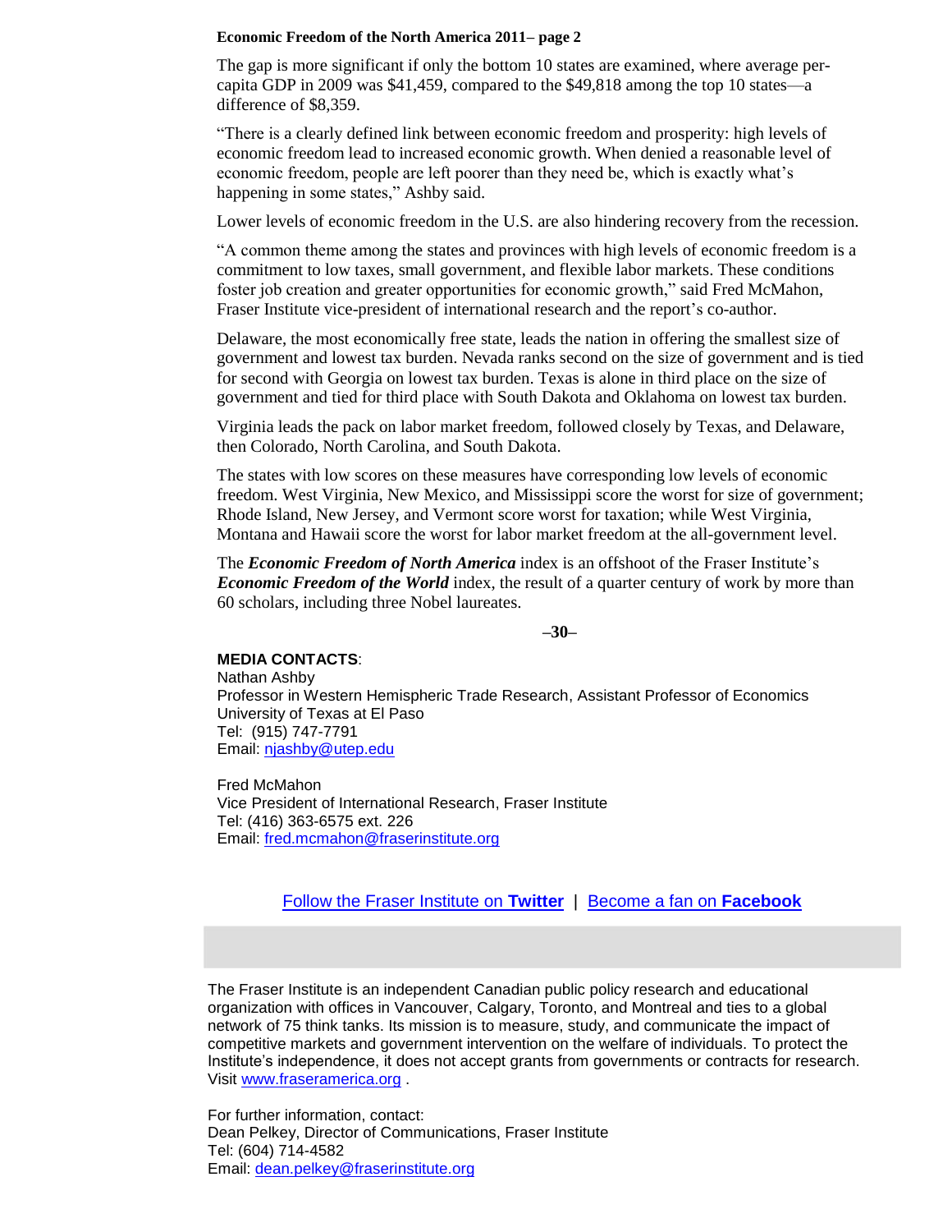The gap is more significant if only the bottom 10 states are examined, where average per-capita GDP in 2009 was $41,459, compared to the $49,818 among the top 10 states—a difference of $8,359.

"There is a clearly defined link between economic freedom and prosperity: high levels of economic freedom lead to increased economic growth. When denied a reasonable level of economic freedom, people are left poorer than they need be, which is exactly what's happening in some states," Ashby said.

Lower levels of economic freedom in the U.S. are also hindering recovery from the recession.

"A common theme among the states and provinces with high levels of economic freedom is a commitment to low taxes, small government, and flexible labor markets. These conditions foster job creation and greater opportunities for economic growth," said Fred McMahon, Fraser Institute vice-president of international research and the report's co-author.

Delaware, the most economically free state, leads the nation in offering the smallest size of government and lowest tax burden. Nevada ranks second on the size of government and is tied for second with Georgia on lowest tax burden. Texas is alone in third place on the size of government and tied for third place with South Dakota and Oklahoma on lowest tax burden.

Virginia leads the pack on labor market freedom, followed closely by Texas, and Delaware, then Colorado, North Carolina, and South Dakota.

The states with low scores on these measures have corresponding low levels of economic freedom. West Virginia, New Mexico, and Mississippi score the worst for size of government; Rhode Island, New Jersey, and Vermont score worst for taxation; while West Virginia, Montana and Hawaii score the worst for labor market freedom at the all-government level.

The ***Economic Freedom of North America*** index is an offshoot of the Fraser Institute's ***Economic Freedom of the World*** index, the result of a quarter century of work by more than 60 scholars, including three Nobel laureates.

**–30–**

**MEDIA CONTACTS**:
Nathan Ashby
Professor in Western Hemispheric Trade Research, Assistant Professor of Economics
University of Texas at El Paso
Tel: (915) 747-7791
Email: njashby@utep.edu

Fred McMahon
Vice President of International Research, Fraser Institute
Tel: (416) 363-6575 ext. 226
Email: fred.mcmahon@fraserinstitute.org

Follow the Fraser Institute on **Twitter** | Become a fan on **Facebook**

The Fraser Institute is an independent Canadian public policy research and educational organization with offices in Vancouver, Calgary, Toronto, and Montreal and ties to a global network of 75 think tanks. Its mission is to measure, study, and communicate the impact of competitive markets and government intervention on the welfare of individuals. To protect the Institute's independence, it does not accept grants from governments or contracts for research. Visit www.fraseramerica.org .

For further information, contact:
Dean Pelkey, Director of Communications, Fraser Institute
Tel: (604) 714-4582
Email: dean.pelkey@fraserinstitute.org